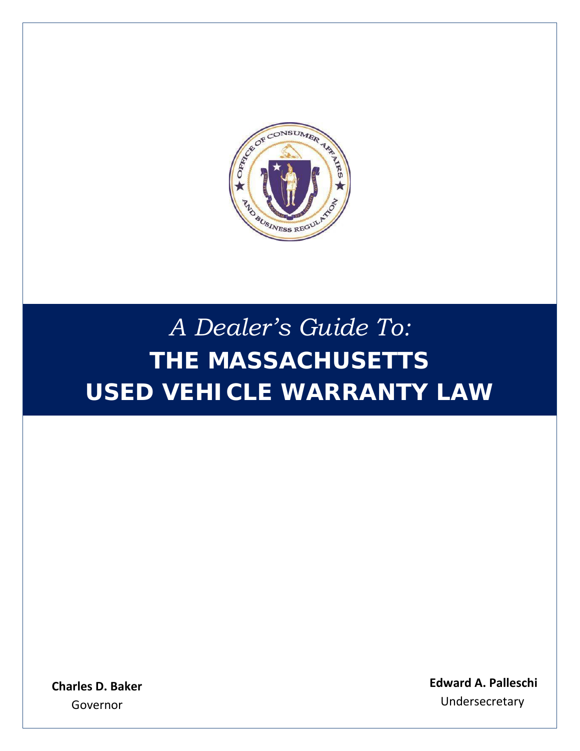*A Dealer's Guide To:*

# THE MASSACHUSETTS USED VEHICLE WARRANTY LAW

**Charles D. Baker**
Governor

**Edward A. Palleschi**
Undersecretary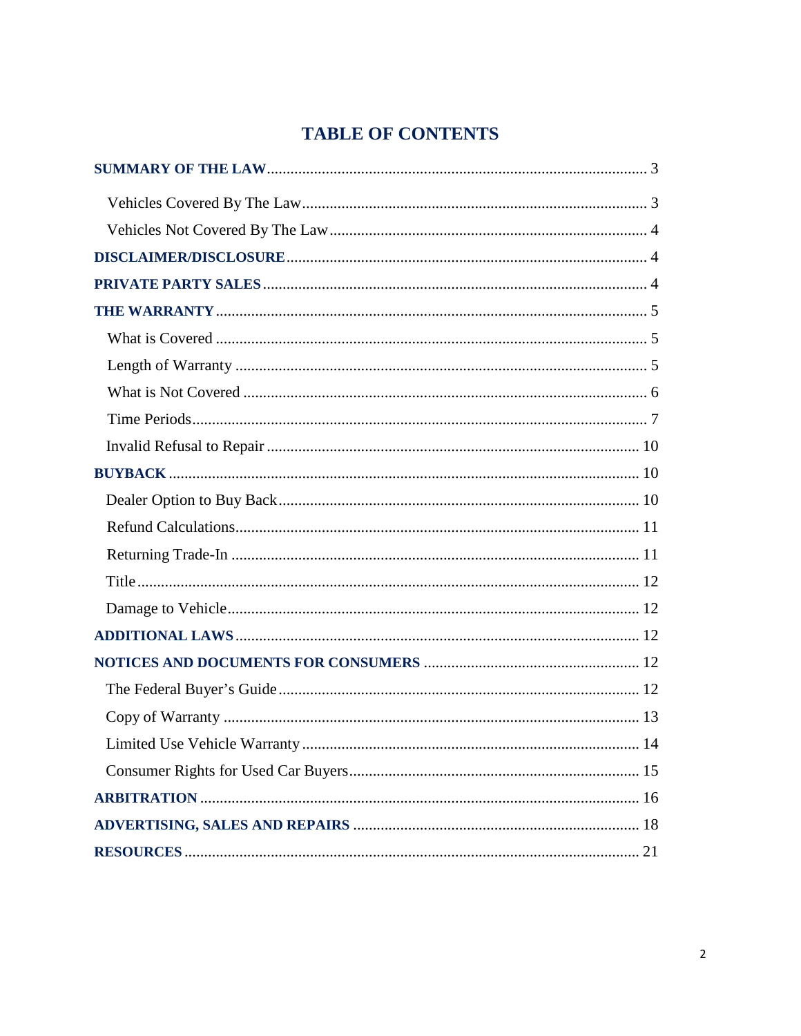# TABLE OF CONTENTS

**SUMMARY OF THE LAW** ........................................................................................ 3

- Vehicles Covered By The Law ........................................................................ 3
- Vehicles Not Covered By The Law ................................................................. 4

**DISCLAIMER/DISCLOSURE** ........................................................................... 4

**PRIVATE PARTY SALES** ................................................................................ 4

**THE WARRANTY** ............................................................................................ 5

- What is Covered ............................................................................................ 5
- Length of Warranty ........................................................................................ 5
- What is Not Covered ...................................................................................... 6
- Time Periods ................................................................................................... 7
- Invalid Refusal to Repair .............................................................................. 10

**BUYBACK** ....................................................................................................... 10

- Dealer Option to Buy Back ........................................................................... 10
- Refund Calculations ...................................................................................... 11
- Returning Trade-In ........................................................................................ 11
- Title ............................................................................................................... 12
- Damage to Vehicle ........................................................................................ 12

**ADDITIONAL LAWS** ...................................................................................... 12

**NOTICES AND DOCUMENTS FOR CONSUMERS** ....................................... 12

- The Federal Buyer's Guide ........................................................................... 12
- Copy of Warranty ......................................................................................... 13
- Limited Use Vehicle Warranty ..................................................................... 14
- Consumer Rights for Used Car Buyers ......................................................... 15

**ARBITRATION** ............................................................................................... 16

**ADVERTISING, SALES AND REPAIRS** ........................................................ 18

**RESOURCES** ................................................................................................... 21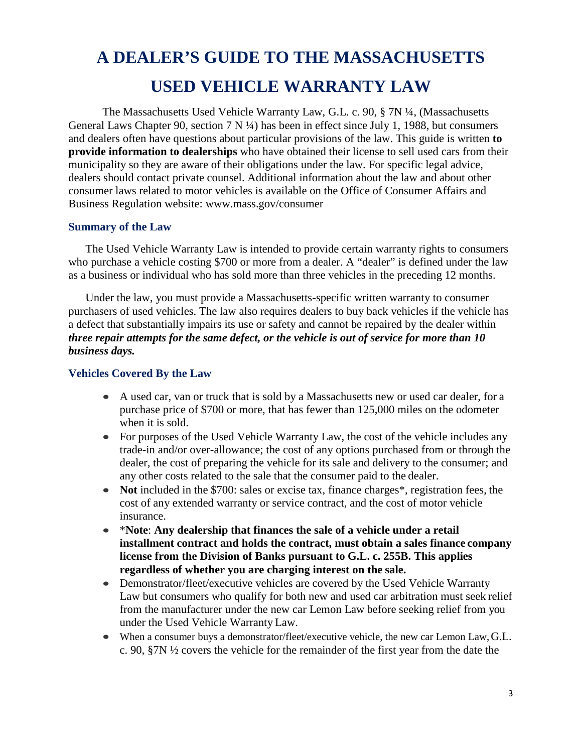# A DEALER'S GUIDE TO THE MASSACHUSETTS USED VEHICLE WARRANTY LAW

The Massachusetts Used Vehicle Warranty Law, G.L. c. 90, § 7N ¼, (Massachusetts General Laws Chapter 90, section 7 N ¼) has been in effect since July 1, 1988, but consumers and dealers often have questions about particular provisions of the law. This guide is written **to provide information to dealerships** who have obtained their license to sell used cars from their municipality so they are aware of their obligations under the law. For specific legal advice, dealers should contact private counsel. Additional information about the law and about other consumer laws related to motor vehicles is available on the Office of Consumer Affairs and Business Regulation website: www.mass.gov/consumer

### Summary of the Law

The Used Vehicle Warranty Law is intended to provide certain warranty rights to consumers who purchase a vehicle costing $700 or more from a dealer. A "dealer" is defined under the law as a business or individual who has sold more than three vehicles in the preceding 12 months.

Under the law, you must provide a Massachusetts-specific written warranty to consumer purchasers of used vehicles. The law also requires dealers to buy back vehicles if the vehicle has a defect that substantially impairs its use or safety and cannot be repaired by the dealer within ***three repair attempts for the same defect, or the vehicle is out of service for more than 10 business days.***

### Vehicles Covered By the Law

- A used car, van or truck that is sold by a Massachusetts new or used car dealer, for a purchase price of $700 or more, that has fewer than 125,000 miles on the odometer when it is sold.
- For purposes of the Used Vehicle Warranty Law, the cost of the vehicle includes any trade-in and/or over-allowance; the cost of any options purchased from or through the dealer, the cost of preparing the vehicle for its sale and delivery to the consumer; and any other costs related to the sale that the consumer paid to the dealer.
- **Not** included in the $700: sales or excise tax, finance charges*, registration fees, the cost of any extended warranty or service contract, and the cost of motor vehicle insurance.
- *__Note__: **Any dealership that finances the sale of a vehicle under a retail installment contract and holds the contract, must obtain a sales finance company license from the Division of Banks pursuant to G.L. c. 255B. This applies regardless of whether you are charging interest on the sale.**
- Demonstrator/fleet/executive vehicles are covered by the Used Vehicle Warranty Law but consumers who qualify for both new and used car arbitration must seek relief from the manufacturer under the new car Lemon Law before seeking relief from you under the Used Vehicle Warranty Law.
- When a consumer buys a demonstrator/fleet/executive vehicle, the new car Lemon Law, G.L. c. 90, §7N ½ covers the vehicle for the remainder of the first year from the date the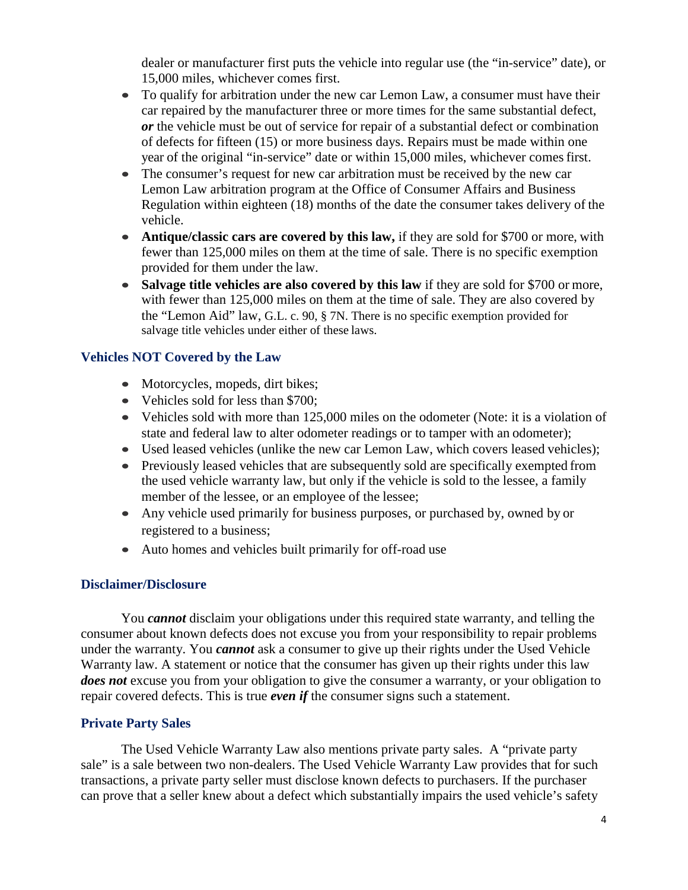dealer or manufacturer first puts the vehicle into regular use (the "in-service" date), or 15,000 miles, whichever comes first.

- To qualify for arbitration under the new car Lemon Law, a consumer must have their car repaired by the manufacturer three or more times for the same substantial defect, ***or*** the vehicle must be out of service for repair of a substantial defect or combination of defects for fifteen (15) or more business days. Repairs must be made within one year of the original "in-service" date or within 15,000 miles, whichever comes first.
- The consumer's request for new car arbitration must be received by the new car Lemon Law arbitration program at the Office of Consumer Affairs and Business Regulation within eighteen (18) months of the date the consumer takes delivery of the vehicle.
- **Antique/classic cars are covered by this law,** if they are sold for $700 or more, with fewer than 125,000 miles on them at the time of sale. There is no specific exemption provided for them under the law.
- **Salvage title vehicles are also covered by this law** if they are sold for $700 or more, with fewer than 125,000 miles on them at the time of sale. They are also covered by the "Lemon Aid" law, G.L. c. 90, § 7N. There is no specific exemption provided for salvage title vehicles under either of these laws.

### Vehicles NOT Covered by the Law

- Motorcycles, mopeds, dirt bikes;
- Vehicles sold for less than $700;
- Vehicles sold with more than 125,000 miles on the odometer (Note: it is a violation of state and federal law to alter odometer readings or to tamper with an odometer);
- Used leased vehicles (unlike the new car Lemon Law, which covers leased vehicles);
- Previously leased vehicles that are subsequently sold are specifically exempted from the used vehicle warranty law, but only if the vehicle is sold to the lessee, a family member of the lessee, or an employee of the lessee;
- Any vehicle used primarily for business purposes, or purchased by, owned by or registered to a business;
- Auto homes and vehicles built primarily for off-road use

### Disclaimer/Disclosure

You ***cannot*** disclaim your obligations under this required state warranty, and telling the consumer about known defects does not excuse you from your responsibility to repair problems under the warranty. You ***cannot*** ask a consumer to give up their rights under the Used Vehicle Warranty law. A statement or notice that the consumer has given up their rights under this law ***does not*** excuse you from your obligation to give the consumer a warranty, or your obligation to repair covered defects. This is true ***even if*** the consumer signs such a statement.

### Private Party Sales

The Used Vehicle Warranty Law also mentions private party sales. A "private party sale" is a sale between two non-dealers. The Used Vehicle Warranty Law provides that for such transactions, a private party seller must disclose known defects to purchasers. If the purchaser can prove that a seller knew about a defect which substantially impairs the used vehicle's safety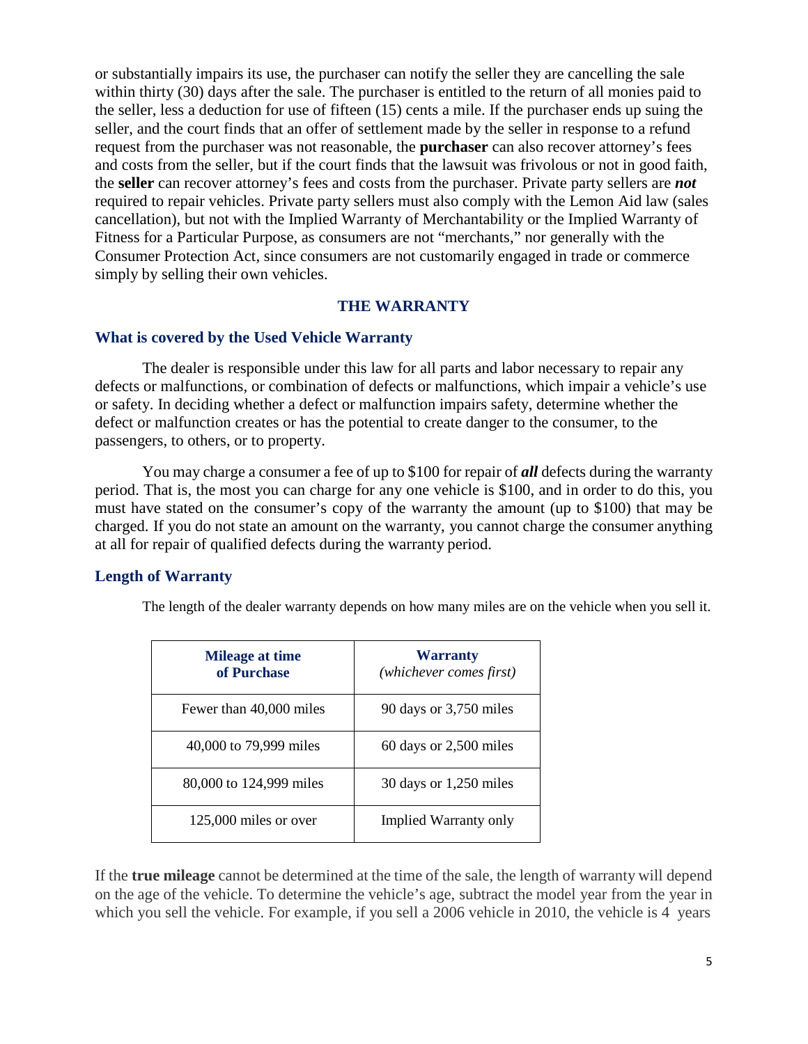or substantially impairs its use, the purchaser can notify the seller they are cancelling the sale within thirty (30) days after the sale. The purchaser is entitled to the return of all monies paid to the seller, less a deduction for use of fifteen (15) cents a mile. If the purchaser ends up suing the seller, and the court finds that an offer of settlement made by the seller in response to a refund request from the purchaser was not reasonable, the **purchaser** can also recover attorney's fees and costs from the seller, but if the court finds that the lawsuit was frivolous or not in good faith, the **seller** can recover attorney's fees and costs from the purchaser. Private party sellers are ***not*** required to repair vehicles. Private party sellers must also comply with the Lemon Aid law (sales cancellation), but not with the Implied Warranty of Merchantability or the Implied Warranty of Fitness for a Particular Purpose, as consumers are not "merchants," nor generally with the Consumer Protection Act, since consumers are not customarily engaged in trade or commerce simply by selling their own vehicles.

## THE WARRANTY

### What is covered by the Used Vehicle Warranty

The dealer is responsible under this law for all parts and labor necessary to repair any defects or malfunctions, or combination of defects or malfunctions, which impair a vehicle's use or safety. In deciding whether a defect or malfunction impairs safety, determine whether the defect or malfunction creates or has the potential to create danger to the consumer, to the passengers, to others, or to property.

You may charge a consumer a fee of up to $100 for repair of ***all*** defects during the warranty period. That is, the most you can charge for any one vehicle is $100, and in order to do this, you must have stated on the consumer's copy of the warranty the amount (up to $100) that may be charged. If you do not state an amount on the warranty, you cannot charge the consumer anything at all for repair of qualified defects during the warranty period.

### Length of Warranty

The length of the dealer warranty depends on how many miles are on the vehicle when you sell it.

| Mileage at time of Purchase | Warranty *(whichever comes first)* |
|---|---|
| Fewer than 40,000 miles | 90 days or 3,750 miles |
| 40,000 to 79,999 miles | 60 days or 2,500 miles |
| 80,000 to 124,999 miles | 30 days or 1,250 miles |
| 125,000 miles or over | Implied Warranty only |

If the **true mileage** cannot be determined at the time of the sale, the length of warranty will depend on the age of the vehicle. To determine the vehicle's age, subtract the model year from the year in which you sell the vehicle. For example, if you sell a 2006 vehicle in 2010, the vehicle is 4 years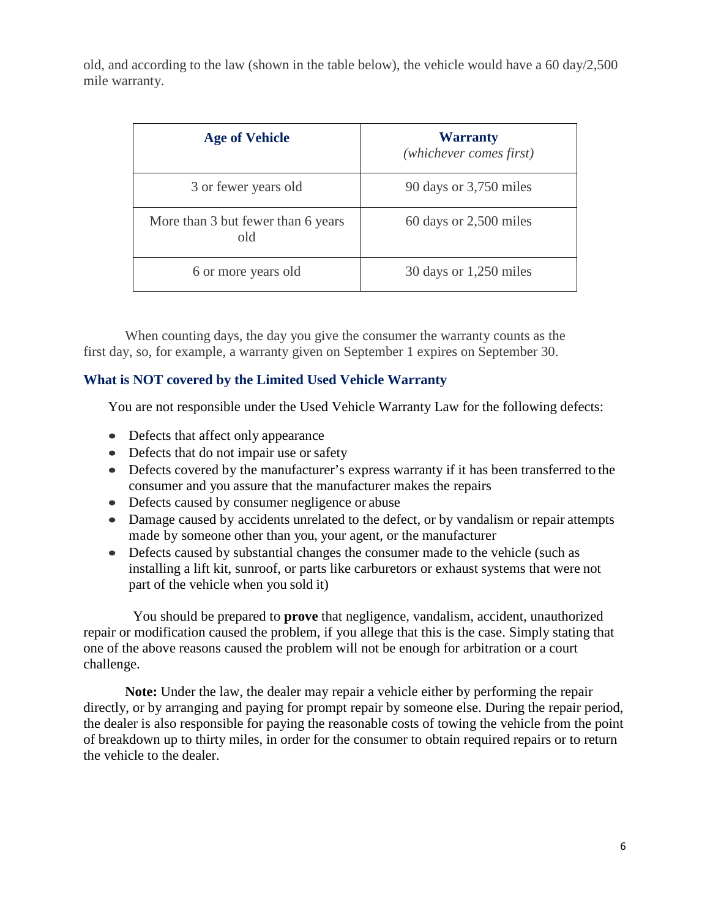old, and according to the law (shown in the table below), the vehicle would have a 60 day/2,500 mile warranty.

| **Age of Vehicle** | **Warranty** *(whichever comes first)* |
|---|---|
| 3 or fewer years old | 90 days or 3,750 miles |
| More than 3 but fewer than 6 years old | 60 days or 2,500 miles |
| 6 or more years old | 30 days or 1,250 miles |

When counting days, the day you give the consumer the warranty counts as the first day, so, for example, a warranty given on September 1 expires on September 30.

### What is NOT covered by the Limited Used Vehicle Warranty

You are not responsible under the Used Vehicle Warranty Law for the following defects:

- Defects that affect only appearance
- Defects that do not impair use or safety
- Defects covered by the manufacturer's express warranty if it has been transferred to the consumer and you assure that the manufacturer makes the repairs
- Defects caused by consumer negligence or abuse
- Damage caused by accidents unrelated to the defect, or by vandalism or repair attempts made by someone other than you, your agent, or the manufacturer
- Defects caused by substantial changes the consumer made to the vehicle (such as installing a lift kit, sunroof, or parts like carburetors or exhaust systems that were not part of the vehicle when you sold it)

You should be prepared to **prove** that negligence, vandalism, accident, unauthorized repair or modification caused the problem, if you allege that this is the case. Simply stating that one of the above reasons caused the problem will not be enough for arbitration or a court challenge.

**Note:** Under the law, the dealer may repair a vehicle either by performing the repair directly, or by arranging and paying for prompt repair by someone else. During the repair period, the dealer is also responsible for paying the reasonable costs of towing the vehicle from the point of breakdown up to thirty miles, in order for the consumer to obtain required repairs or to return the vehicle to the dealer.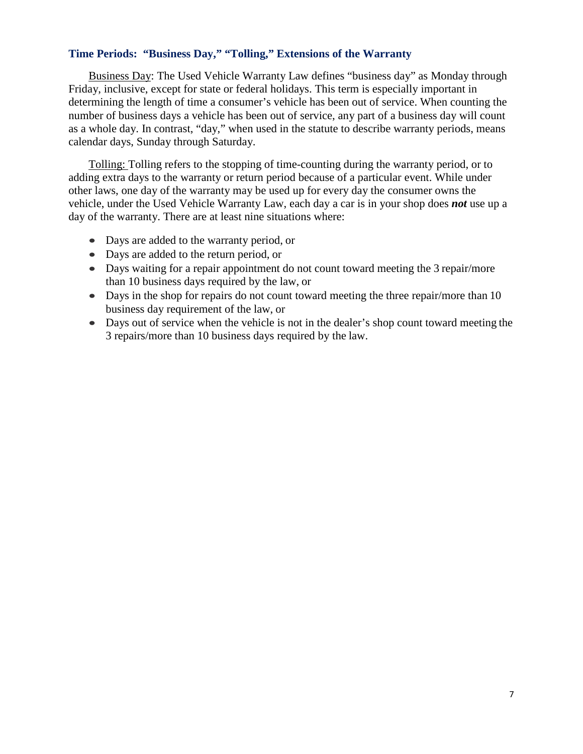### Time Periods: "Business Day," "Tolling," Extensions of the Warranty

Business Day: The Used Vehicle Warranty Law defines "business day" as Monday through Friday, inclusive, except for state or federal holidays. This term is especially important in determining the length of time a consumer's vehicle has been out of service. When counting the number of business days a vehicle has been out of service, any part of a business day will count as a whole day. In contrast, "day," when used in the statute to describe warranty periods, means calendar days, Sunday through Saturday.

Tolling: Tolling refers to the stopping of time-counting during the warranty period, or to adding extra days to the warranty or return period because of a particular event. While under other laws, one day of the warranty may be used up for every day the consumer owns the vehicle, under the Used Vehicle Warranty Law, each day a car is in your shop does ***not*** use up a day of the warranty. There are at least nine situations where:

- Days are added to the warranty period, or
- Days are added to the return period, or
- Days waiting for a repair appointment do not count toward meeting the 3 repair/more than 10 business days required by the law, or
- Days in the shop for repairs do not count toward meeting the three repair/more than 10 business day requirement of the law, or
- Days out of service when the vehicle is not in the dealer's shop count toward meeting the 3 repairs/more than 10 business days required by the law.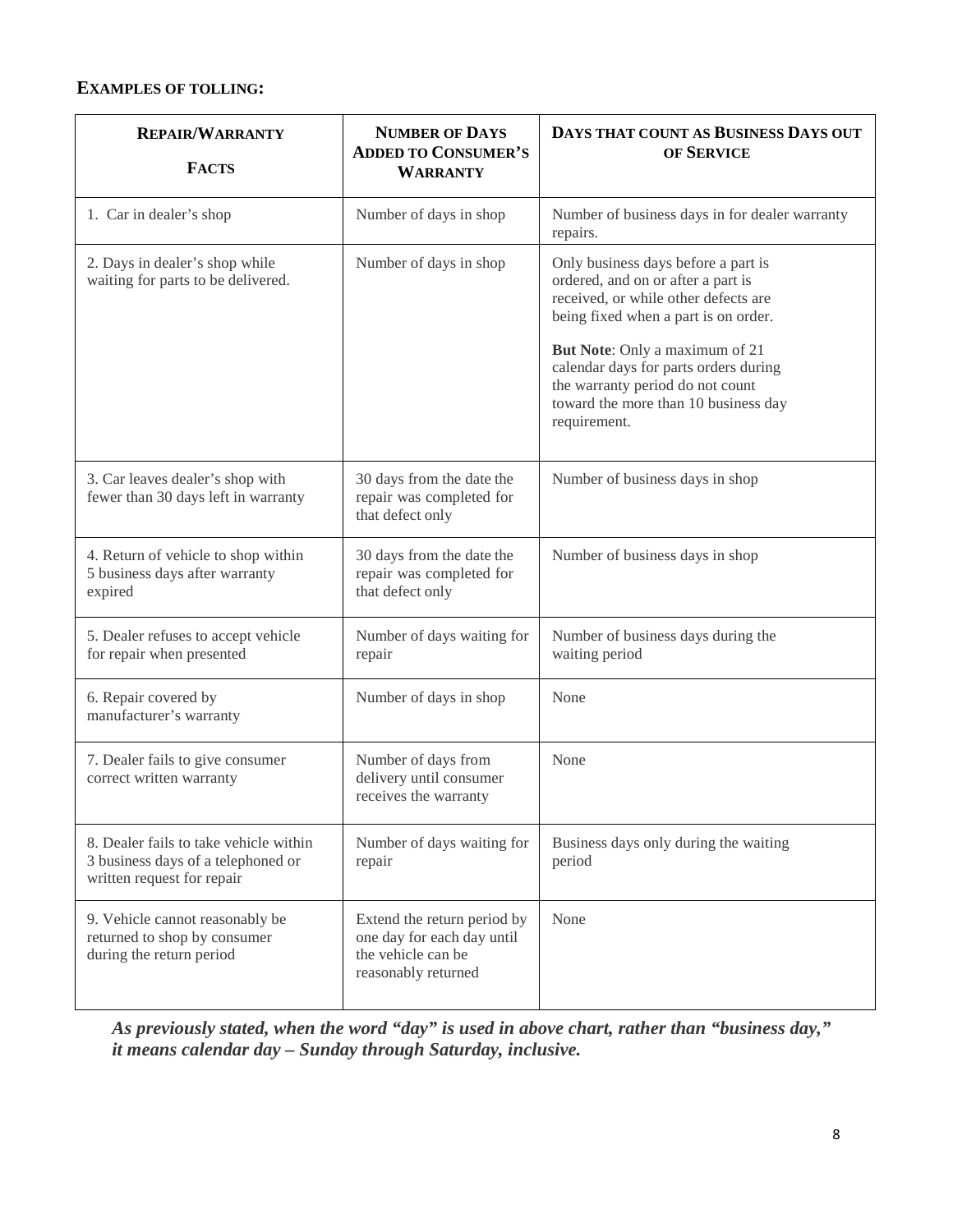**EXAMPLES OF TOLLING:**

| **REPAIR/WARRANTY FACTS** | **NUMBER OF DAYS ADDED TO CONSUMER'S WARRANTY** | **DAYS THAT COUNT AS BUSINESS DAYS OUT OF SERVICE** |
|---|---|---|
| 1. Car in dealer's shop | Number of days in shop | Number of business days in for dealer warranty repairs. |
| 2. Days in dealer's shop while waiting for parts to be delivered. | Number of days in shop | Only business days before a part is ordered, and on or after a part is received, or while other defects are being fixed when a part is on order.<br><br>**But Note**: Only a maximum of 21 calendar days for parts orders during the warranty period do not count toward the more than 10 business day requirement. |
| 3. Car leaves dealer's shop with fewer than 30 days left in warranty | 30 days from the date the repair was completed for that defect only | Number of business days in shop |
| 4. Return of vehicle to shop within 5 business days after warranty expired | 30 days from the date the repair was completed for that defect only | Number of business days in shop |
| 5. Dealer refuses to accept vehicle for repair when presented | Number of days waiting for repair | Number of business days during the waiting period |
| 6. Repair covered by manufacturer's warranty | Number of days in shop | None |
| 7. Dealer fails to give consumer correct written warranty | Number of days from delivery until consumer receives the warranty | None |
| 8. Dealer fails to take vehicle within 3 business days of a telephoned or written request for repair | Number of days waiting for repair | Business days only during the waiting period |
| 9. Vehicle cannot reasonably be returned to shop by consumer during the return period | Extend the return period by one day for each day until the vehicle can be reasonably returned | None |

***As previously stated, when the word "day" is used in above chart, rather than "business day," it means calendar day – Sunday through Saturday, inclusive.***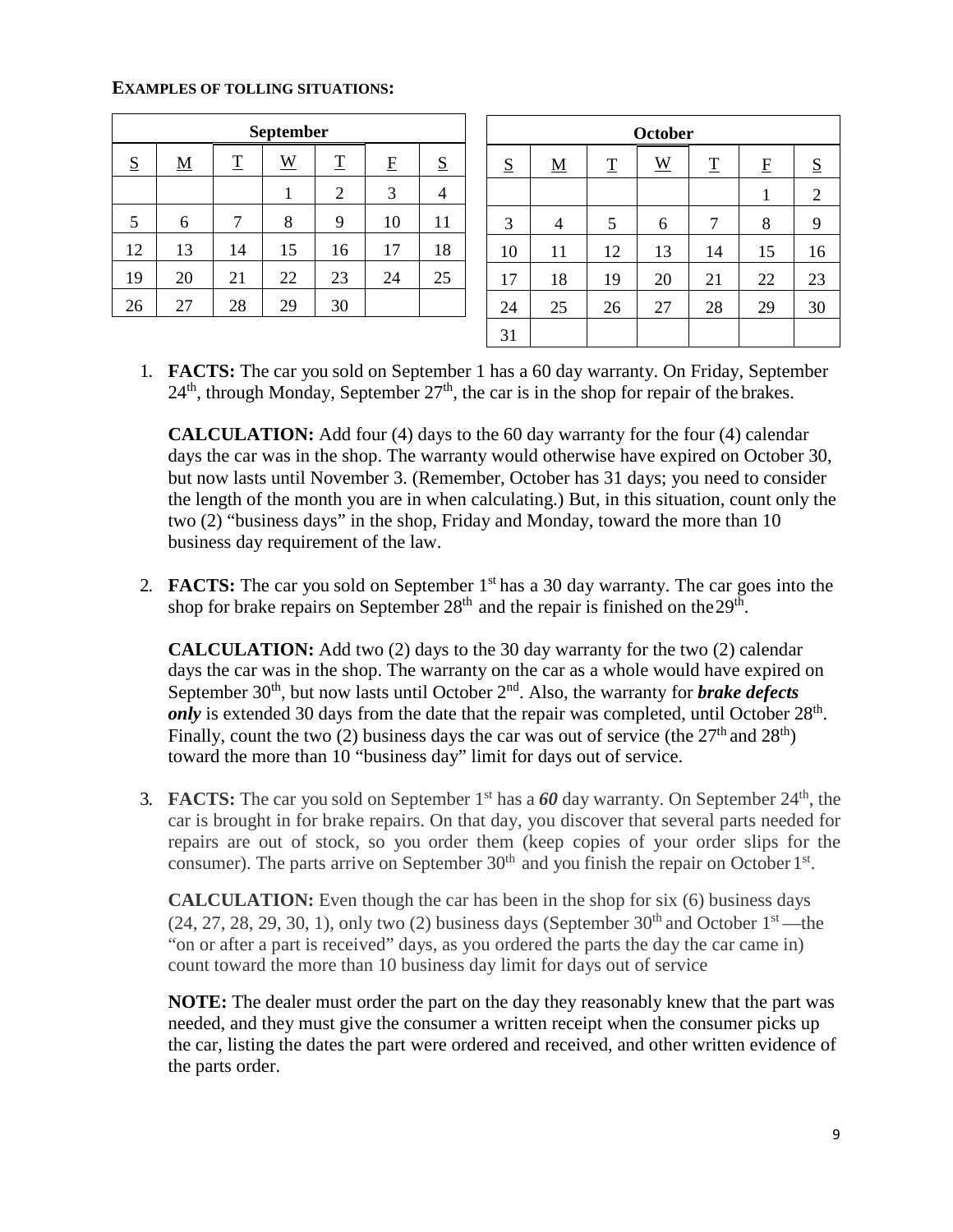**EXAMPLES OF TOLLING SITUATIONS:**

| September | | | | | | |
|---|---|---|---|---|---|---|
| S | M | T | W | T | F | S |
| | | | 1 | 2 | 3 | 4 |
| 5 | 6 | 7 | 8 | 9 | 10 | 11 |
| 12 | 13 | 14 | 15 | 16 | 17 | 18 |
| 19 | 20 | 21 | 22 | 23 | 24 | 25 |
| 26 | 27 | 28 | 29 | 30 | | |

| October | | | | | | |
|---|---|---|---|---|---|---|
| S | M | T | W | T | F | S |
| | | | | | 1 | 2 |
| 3 | 4 | 5 | 6 | 7 | 8 | 9 |
| 10 | 11 | 12 | 13 | 14 | 15 | 16 |
| 17 | 18 | 19 | 20 | 21 | 22 | 23 |
| 24 | 25 | 26 | 27 | 28 | 29 | 30 |
| 31 | | | | | | |

1. **FACTS:** The car you sold on September 1 has a 60 day warranty. On Friday, September 24th, through Monday, September 27th, the car is in the shop for repair of the brakes.

   **CALCULATION:** Add four (4) days to the 60 day warranty for the four (4) calendar days the car was in the shop. The warranty would otherwise have expired on October 30, but now lasts until November 3. (Remember, October has 31 days; you need to consider the length of the month you are in when calculating.) But, in this situation, count only the two (2) "business days" in the shop, Friday and Monday, toward the more than 10 business day requirement of the law.

2. **FACTS:** The car you sold on September 1st has a 30 day warranty. The car goes into the shop for brake repairs on September 28th and the repair is finished on the 29th.

   **CALCULATION:** Add two (2) days to the 30 day warranty for the two (2) calendar days the car was in the shop. The warranty on the car as a whole would have expired on September 30th, but now lasts until October 2nd. Also, the warranty for ***brake defects only*** is extended 30 days from the date that the repair was completed, until October 28th. Finally, count the two (2) business days the car was out of service (the 27th and 28th) toward the more than 10 "business day" limit for days out of service.

3. **FACTS:** The car you sold on September 1st has a ***60*** day warranty. On September 24th, the car is brought in for brake repairs. On that day, you discover that several parts needed for repairs are out of stock, so you order them (keep copies of your order slips for the consumer). The parts arrive on September 30th and you finish the repair on October 1st.

   **CALCULATION:** Even though the car has been in the shop for six (6) business days (24, 27, 28, 29, 30, 1), only two (2) business days (September 30th and October 1st —the "on or after a part is received" days, as you ordered the parts the day the car came in) count toward the more than 10 business day limit for days out of service

   **NOTE:** The dealer must order the part on the day they reasonably knew that the part was needed, and they must give the consumer a written receipt when the consumer picks up the car, listing the dates the part were ordered and received, and other written evidence of the parts order.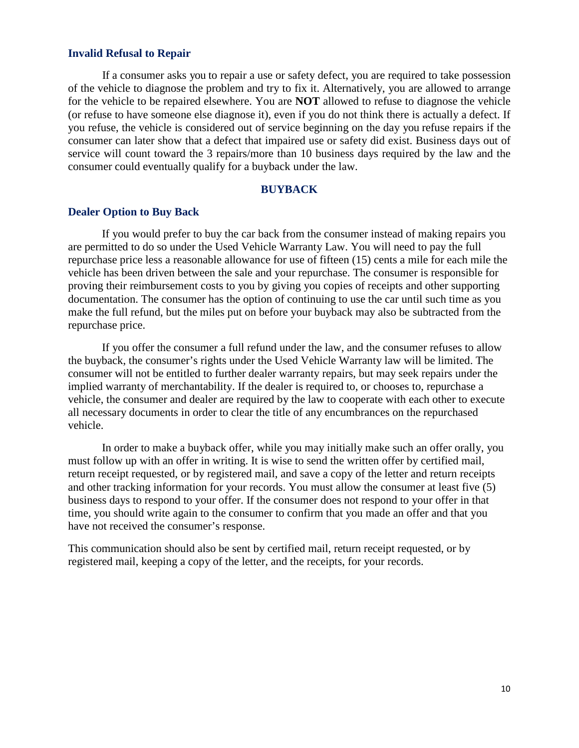### Invalid Refusal to Repair

If a consumer asks you to repair a use or safety defect, you are required to take possession of the vehicle to diagnose the problem and try to fix it. Alternatively, you are allowed to arrange for the vehicle to be repaired elsewhere. You are **NOT** allowed to refuse to diagnose the vehicle (or refuse to have someone else diagnose it), even if you do not think there is actually a defect. If you refuse, the vehicle is considered out of service beginning on the day you refuse repairs if the consumer can later show that a defect that impaired use or safety did exist. Business days out of service will count toward the 3 repairs/more than 10 business days required by the law and the consumer could eventually qualify for a buyback under the law.

## BUYBACK

### Dealer Option to Buy Back

If you would prefer to buy the car back from the consumer instead of making repairs you are permitted to do so under the Used Vehicle Warranty Law. You will need to pay the full repurchase price less a reasonable allowance for use of fifteen (15) cents a mile for each mile the vehicle has been driven between the sale and your repurchase. The consumer is responsible for proving their reimbursement costs to you by giving you copies of receipts and other supporting documentation. The consumer has the option of continuing to use the car until such time as you make the full refund, but the miles put on before your buyback may also be subtracted from the repurchase price.

If you offer the consumer a full refund under the law, and the consumer refuses to allow the buyback, the consumer's rights under the Used Vehicle Warranty law will be limited. The consumer will not be entitled to further dealer warranty repairs, but may seek repairs under the implied warranty of merchantability. If the dealer is required to, or chooses to, repurchase a vehicle, the consumer and dealer are required by the law to cooperate with each other to execute all necessary documents in order to clear the title of any encumbrances on the repurchased vehicle.

In order to make a buyback offer, while you may initially make such an offer orally, you must follow up with an offer in writing. It is wise to send the written offer by certified mail, return receipt requested, or by registered mail, and save a copy of the letter and return receipts and other tracking information for your records. You must allow the consumer at least five (5) business days to respond to your offer. If the consumer does not respond to your offer in that time, you should write again to the consumer to confirm that you made an offer and that you have not received the consumer's response.

This communication should also be sent by certified mail, return receipt requested, or by registered mail, keeping a copy of the letter, and the receipts, for your records.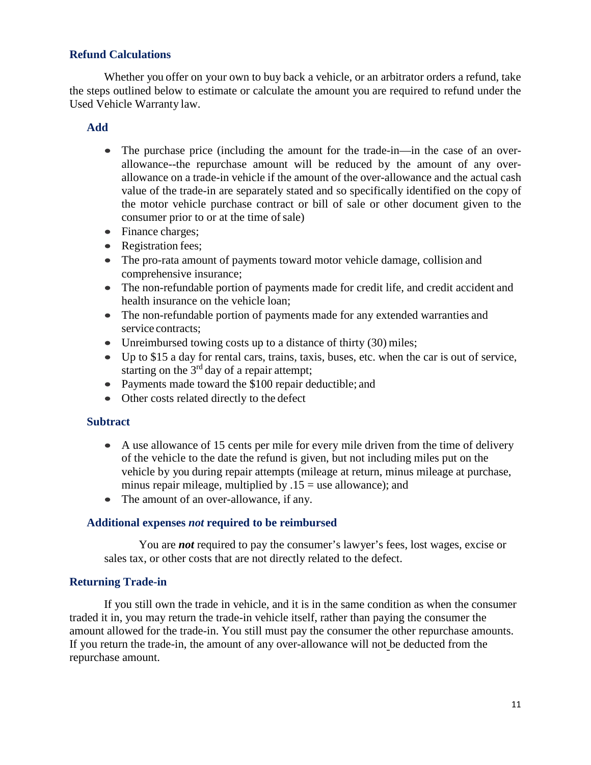## Refund Calculations

Whether you offer on your own to buy back a vehicle, or an arbitrator orders a refund, take the steps outlined below to estimate or calculate the amount you are required to refund under the Used Vehicle Warranty law.

### Add

- The purchase price (including the amount for the trade-in—in the case of an over-allowance--the repurchase amount will be reduced by the amount of any over-allowance on a trade-in vehicle if the amount of the over-allowance and the actual cash value of the trade-in are separately stated and so specifically identified on the copy of the motor vehicle purchase contract or bill of sale or other document given to the consumer prior to or at the time of sale)
- Finance charges;
- Registration fees;
- The pro-rata amount of payments toward motor vehicle damage, collision and comprehensive insurance;
- The non-refundable portion of payments made for credit life, and credit accident and health insurance on the vehicle loan;
- The non-refundable portion of payments made for any extended warranties and service contracts;
- Unreimbursed towing costs up to a distance of thirty (30) miles;
- Up to $15 a day for rental cars, trains, taxis, buses, etc. when the car is out of service, starting on the 3rd day of a repair attempt;
- Payments made toward the $100 repair deductible; and
- Other costs related directly to the defect

### Subtract

- A use allowance of 15 cents per mile for every mile driven from the time of delivery of the vehicle to the date the refund is given, but not including miles put on the vehicle by you during repair attempts (mileage at return, minus mileage at purchase, minus repair mileage, multiplied by .15 = use allowance); and
- The amount of an over-allowance, if any.

### Additional expenses *not* required to be reimbursed

You are ***not*** required to pay the consumer's lawyer's fees, lost wages, excise or sales tax, or other costs that are not directly related to the defect.

## Returning Trade-in

If you still own the trade in vehicle, and it is in the same condition as when the consumer traded it in, you may return the trade-in vehicle itself, rather than paying the consumer the amount allowed for the trade-in. You still must pay the consumer the other repurchase amounts. If you return the trade-in, the amount of any over-allowance will not be deducted from the repurchase amount.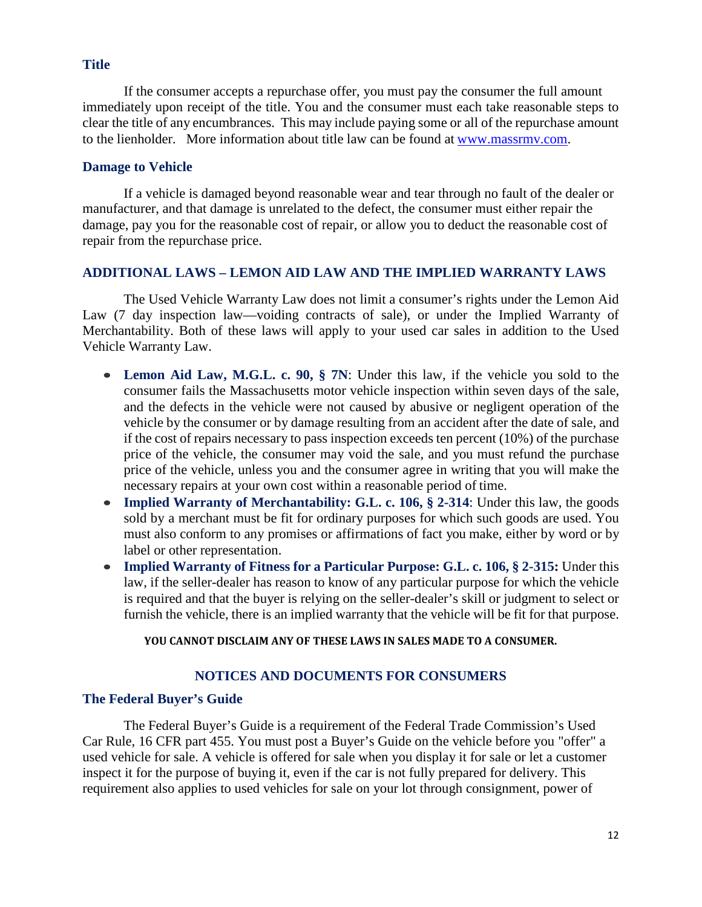### Title

If the consumer accepts a repurchase offer, you must pay the consumer the full amount immediately upon receipt of the title. You and the consumer must each take reasonable steps to clear the title of any encumbrances. This may include paying some or all of the repurchase amount to the lienholder. More information about title law can be found at [www.massrmv.com](http://www.massrmv.com).

### Damage to Vehicle

If a vehicle is damaged beyond reasonable wear and tear through no fault of the dealer or manufacturer, and that damage is unrelated to the defect, the consumer must either repair the damage, pay you for the reasonable cost of repair, or allow you to deduct the reasonable cost of repair from the repurchase price.

### ADDITIONAL LAWS – LEMON AID LAW AND THE IMPLIED WARRANTY LAWS

The Used Vehicle Warranty Law does not limit a consumer's rights under the Lemon Aid Law (7 day inspection law—voiding contracts of sale), or under the Implied Warranty of Merchantability. Both of these laws will apply to your used car sales in addition to the Used Vehicle Warranty Law.

- **Lemon Aid Law, M.G.L. c. 90, § 7N**: Under this law, if the vehicle you sold to the consumer fails the Massachusetts motor vehicle inspection within seven days of the sale, and the defects in the vehicle were not caused by abusive or negligent operation of the vehicle by the consumer or by damage resulting from an accident after the date of sale, and if the cost of repairs necessary to pass inspection exceeds ten percent (10%) of the purchase price of the vehicle, the consumer may void the sale, and you must refund the purchase price of the vehicle, unless you and the consumer agree in writing that you will make the necessary repairs at your own cost within a reasonable period of time.
- **Implied Warranty of Merchantability: G.L. c. 106, § 2-314**: Under this law, the goods sold by a merchant must be fit for ordinary purposes for which such goods are used. You must also conform to any promises or affirmations of fact you make, either by word or by label or other representation.
- **Implied Warranty of Fitness for a Particular Purpose: G.L. c. 106, § 2-315:** Under this law, if the seller-dealer has reason to know of any particular purpose for which the vehicle is required and that the buyer is relying on the seller-dealer's skill or judgment to select or furnish the vehicle, there is an implied warranty that the vehicle will be fit for that purpose.

**YOU CANNOT DISCLAIM ANY OF THESE LAWS IN SALES MADE TO A CONSUMER.**

## NOTICES AND DOCUMENTS FOR CONSUMERS

### The Federal Buyer's Guide

The Federal Buyer's Guide is a requirement of the Federal Trade Commission's Used Car Rule, 16 CFR part 455. You must post a Buyer's Guide on the vehicle before you "offer" a used vehicle for sale. A vehicle is offered for sale when you display it for sale or let a customer inspect it for the purpose of buying it, even if the car is not fully prepared for delivery. This requirement also applies to used vehicles for sale on your lot through consignment, power of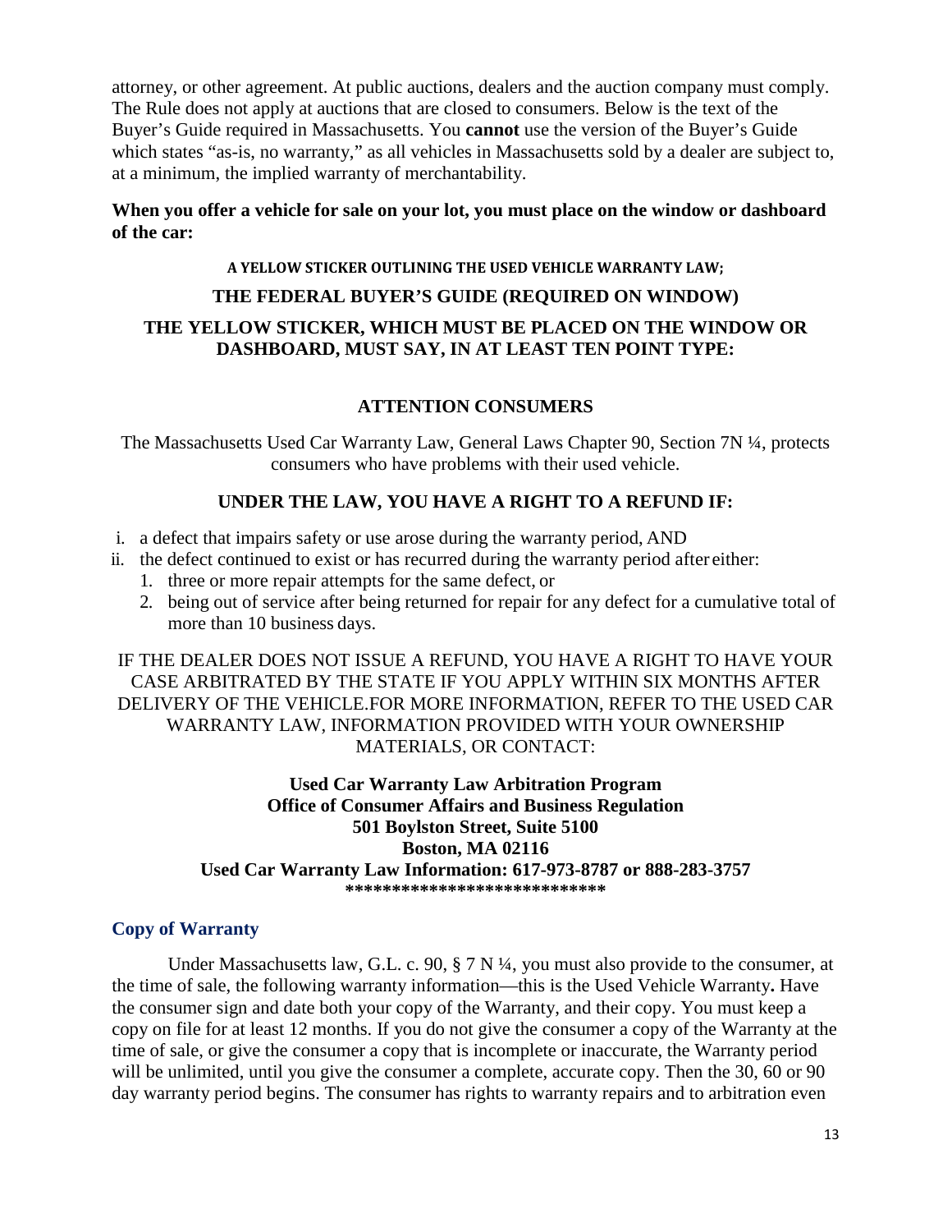attorney, or other agreement. At public auctions, dealers and the auction company must comply. The Rule does not apply at auctions that are closed to consumers. Below is the text of the Buyer's Guide required in Massachusetts. You **cannot** use the version of the Buyer's Guide which states "as-is, no warranty," as all vehicles in Massachusetts sold by a dealer are subject to, at a minimum, the implied warranty of merchantability.

**When you offer a vehicle for sale on your lot, you must place on the window or dashboard of the car:**

**A YELLOW STICKER OUTLINING THE USED VEHICLE WARRANTY LAW;**

**THE FEDERAL BUYER'S GUIDE (REQUIRED ON WINDOW)**

**THE YELLOW STICKER, WHICH MUST BE PLACED ON THE WINDOW OR DASHBOARD, MUST SAY, IN AT LEAST TEN POINT TYPE:**

**ATTENTION CONSUMERS**

The Massachusetts Used Car Warranty Law, General Laws Chapter 90, Section 7N ¼, protects consumers who have problems with their used vehicle.

**UNDER THE LAW, YOU HAVE A RIGHT TO A REFUND IF:**

i. a defect that impairs safety or use arose during the warranty period, AND
ii. the defect continued to exist or has recurred during the warranty period after either:
    1. three or more repair attempts for the same defect, or
    2. being out of service after being returned for repair for any defect for a cumulative total of more than 10 business days.

IF THE DEALER DOES NOT ISSUE A REFUND, YOU HAVE A RIGHT TO HAVE YOUR CASE ARBITRATED BY THE STATE IF YOU APPLY WITHIN SIX MONTHS AFTER DELIVERY OF THE VEHICLE.FOR MORE INFORMATION, REFER TO THE USED CAR WARRANTY LAW, INFORMATION PROVIDED WITH YOUR OWNERSHIP MATERIALS, OR CONTACT:

**Used Car Warranty Law Arbitration Program**
**Office of Consumer Affairs and Business Regulation**
**501 Boylston Street, Suite 5100**
**Boston, MA 02116**
**Used Car Warranty Law Information: 617-973-8787 or 888-283-3757**
**\*\*\*\*\*\*\*\*\*\*\*\*\*\*\*\*\*\*\*\*\*\*\*\*\*\*\*\***

## Copy of Warranty

Under Massachusetts law, G.L. c. 90, § 7 N ¼, you must also provide to the consumer, at the time of sale, the following warranty information—this is the Used Vehicle Warranty**.** Have the consumer sign and date both your copy of the Warranty, and their copy. You must keep a copy on file for at least 12 months. If you do not give the consumer a copy of the Warranty at the time of sale, or give the consumer a copy that is incomplete or inaccurate, the Warranty period will be unlimited, until you give the consumer a complete, accurate copy. Then the 30, 60 or 90 day warranty period begins. The consumer has rights to warranty repairs and to arbitration even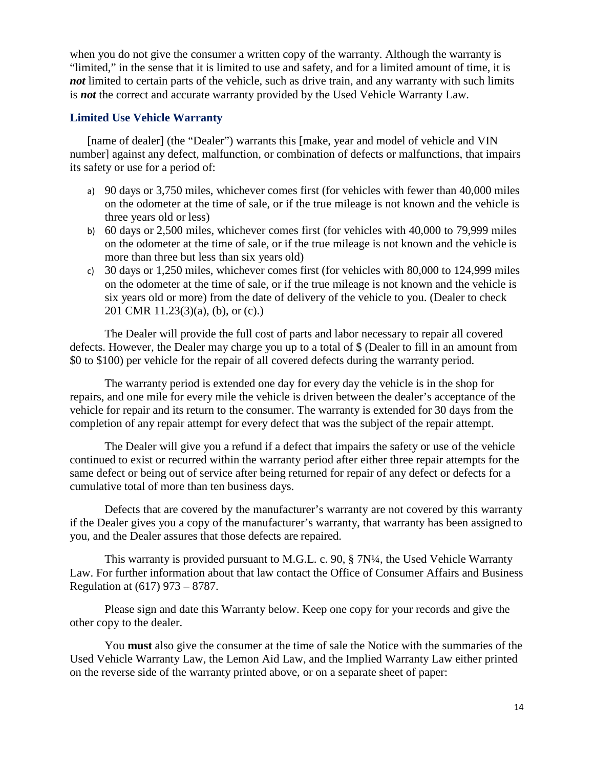when you do not give the consumer a written copy of the warranty. Although the warranty is "limited," in the sense that it is limited to use and safety, and for a limited amount of time, it is ***not*** limited to certain parts of the vehicle, such as drive train, and any warranty with such limits is ***not*** the correct and accurate warranty provided by the Used Vehicle Warranty Law.

### Limited Use Vehicle Warranty

[name of dealer] (the "Dealer") warrants this [make, year and model of vehicle and VIN number] against any defect, malfunction, or combination of defects or malfunctions, that impairs its safety or use for a period of:

a) 90 days or 3,750 miles, whichever comes first (for vehicles with fewer than 40,000 miles on the odometer at the time of sale, or if the true mileage is not known and the vehicle is three years old or less)
b) 60 days or 2,500 miles, whichever comes first (for vehicles with 40,000 to 79,999 miles on the odometer at the time of sale, or if the true mileage is not known and the vehicle is more than three but less than six years old)
c) 30 days or 1,250 miles, whichever comes first (for vehicles with 80,000 to 124,999 miles on the odometer at the time of sale, or if the true mileage is not known and the vehicle is six years old or more) from the date of delivery of the vehicle to you. (Dealer to check 201 CMR 11.23(3)(a), (b), or (c).)

The Dealer will provide the full cost of parts and labor necessary to repair all covered defects. However, the Dealer may charge you up to a total of $ (Dealer to fill in an amount from $0 to $100) per vehicle for the repair of all covered defects during the warranty period.

The warranty period is extended one day for every day the vehicle is in the shop for repairs, and one mile for every mile the vehicle is driven between the dealer's acceptance of the vehicle for repair and its return to the consumer. The warranty is extended for 30 days from the completion of any repair attempt for every defect that was the subject of the repair attempt.

The Dealer will give you a refund if a defect that impairs the safety or use of the vehicle continued to exist or recurred within the warranty period after either three repair attempts for the same defect or being out of service after being returned for repair of any defect or defects for a cumulative total of more than ten business days.

Defects that are covered by the manufacturer's warranty are not covered by this warranty if the Dealer gives you a copy of the manufacturer's warranty, that warranty has been assigned to you, and the Dealer assures that those defects are repaired.

This warranty is provided pursuant to M.G.L. c. 90, § 7N¼, the Used Vehicle Warranty Law. For further information about that law contact the Office of Consumer Affairs and Business Regulation at (617) 973 – 8787.

Please sign and date this Warranty below. Keep one copy for your records and give the other copy to the dealer.

You **must** also give the consumer at the time of sale the Notice with the summaries of the Used Vehicle Warranty Law, the Lemon Aid Law, and the Implied Warranty Law either printed on the reverse side of the warranty printed above, or on a separate sheet of paper: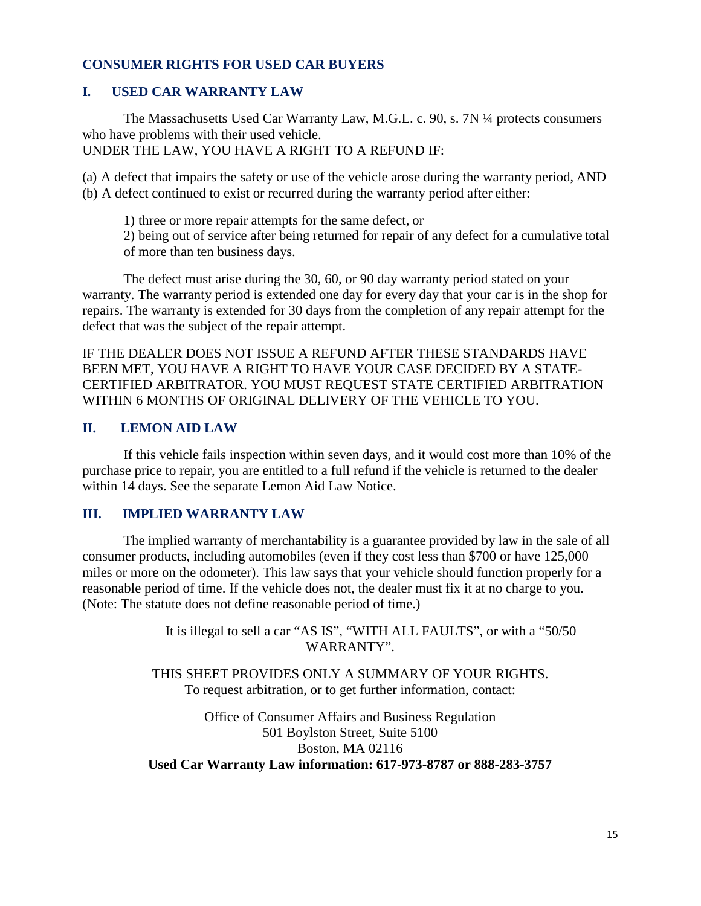## CONSUMER RIGHTS FOR USED CAR BUYERS

### I. USED CAR WARRANTY LAW

The Massachusetts Used Car Warranty Law, M.G.L. c. 90, s. 7N ¼ protects consumers who have problems with their used vehicle.

UNDER THE LAW, YOU HAVE A RIGHT TO A REFUND IF:

(a) A defect that impairs the safety or use of the vehicle arose during the warranty period, AND
(b) A defect continued to exist or recurred during the warranty period after either:

1) three or more repair attempts for the same defect, or
2) being out of service after being returned for repair of any defect for a cumulative total of more than ten business days.

The defect must arise during the 30, 60, or 90 day warranty period stated on your warranty. The warranty period is extended one day for every day that your car is in the shop for repairs. The warranty is extended for 30 days from the completion of any repair attempt for the defect that was the subject of the repair attempt.

IF THE DEALER DOES NOT ISSUE A REFUND AFTER THESE STANDARDS HAVE BEEN MET, YOU HAVE A RIGHT TO HAVE YOUR CASE DECIDED BY A STATE-CERTIFIED ARBITRATOR. YOU MUST REQUEST STATE CERTIFIED ARBITRATION WITHIN 6 MONTHS OF ORIGINAL DELIVERY OF THE VEHICLE TO YOU.

### II. LEMON AID LAW

If this vehicle fails inspection within seven days, and it would cost more than 10% of the purchase price to repair, you are entitled to a full refund if the vehicle is returned to the dealer within 14 days. See the separate Lemon Aid Law Notice.

### III. IMPLIED WARRANTY LAW

The implied warranty of merchantability is a guarantee provided by law in the sale of all consumer products, including automobiles (even if they cost less than $700 or have 125,000 miles or more on the odometer). This law says that your vehicle should function properly for a reasonable period of time. If the vehicle does not, the dealer must fix it at no charge to you. (Note: The statute does not define reasonable period of time.)

It is illegal to sell a car “AS IS”, “WITH ALL FAULTS”, or with a “50/50 WARRANTY”.

THIS SHEET PROVIDES ONLY A SUMMARY OF YOUR RIGHTS.
To request arbitration, or to get further information, contact:

Office of Consumer Affairs and Business Regulation
501 Boylston Street, Suite 5100
Boston, MA 02116
**Used Car Warranty Law information: 617-973-8787 or 888-283-3757**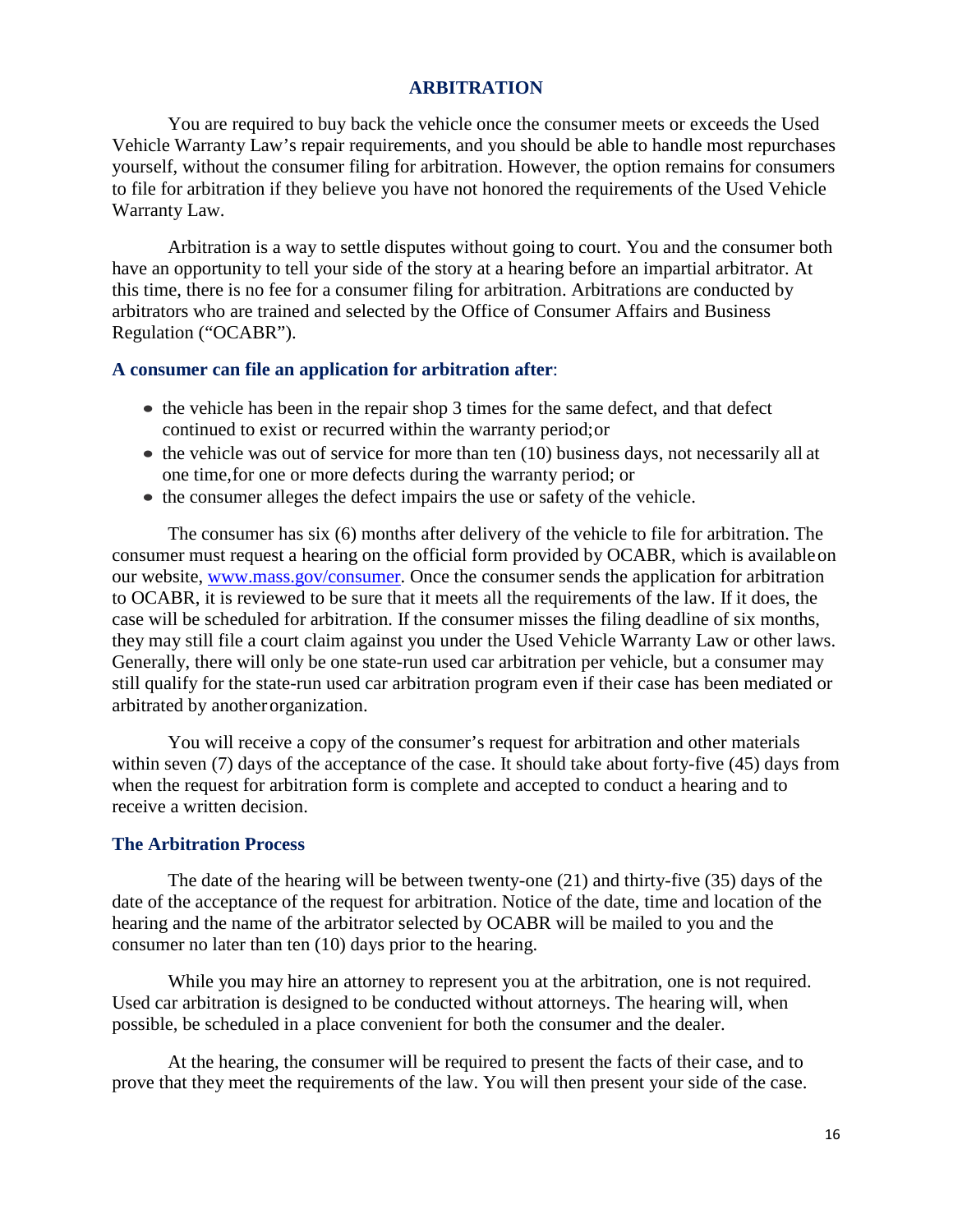## ARBITRATION

You are required to buy back the vehicle once the consumer meets or exceeds the Used Vehicle Warranty Law's repair requirements, and you should be able to handle most repurchases yourself, without the consumer filing for arbitration. However, the option remains for consumers to file for arbitration if they believe you have not honored the requirements of the Used Vehicle Warranty Law.

Arbitration is a way to settle disputes without going to court. You and the consumer both have an opportunity to tell your side of the story at a hearing before an impartial arbitrator. At this time, there is no fee for a consumer filing for arbitration. Arbitrations are conducted by arbitrators who are trained and selected by the Office of Consumer Affairs and Business Regulation ("OCABR").

### A consumer can file an application for arbitration after:

- the vehicle has been in the repair shop 3 times for the same defect, and that defect continued to exist or recurred within the warranty period; or
- the vehicle was out of service for more than ten (10) business days, not necessarily all at one time, for one or more defects during the warranty period; or
- the consumer alleges the defect impairs the use or safety of the vehicle.

The consumer has six (6) months after delivery of the vehicle to file for arbitration. The consumer must request a hearing on the official form provided by OCABR, which is available on our website, [www.mass.gov/consumer](www.mass.gov/consumer). Once the consumer sends the application for arbitration to OCABR, it is reviewed to be sure that it meets all the requirements of the law. If it does, the case will be scheduled for arbitration. If the consumer misses the filing deadline of six months, they may still file a court claim against you under the Used Vehicle Warranty Law or other laws. Generally, there will only be one state-run used car arbitration per vehicle, but a consumer may still qualify for the state-run used car arbitration program even if their case has been mediated or arbitrated by another organization.

You will receive a copy of the consumer's request for arbitration and other materials within seven (7) days of the acceptance of the case. It should take about forty-five (45) days from when the request for arbitration form is complete and accepted to conduct a hearing and to receive a written decision.

### The Arbitration Process

The date of the hearing will be between twenty-one (21) and thirty-five (35) days of the date of the acceptance of the request for arbitration. Notice of the date, time and location of the hearing and the name of the arbitrator selected by OCABR will be mailed to you and the consumer no later than ten (10) days prior to the hearing.

While you may hire an attorney to represent you at the arbitration, one is not required. Used car arbitration is designed to be conducted without attorneys. The hearing will, when possible, be scheduled in a place convenient for both the consumer and the dealer.

At the hearing, the consumer will be required to present the facts of their case, and to prove that they meet the requirements of the law. You will then present your side of the case.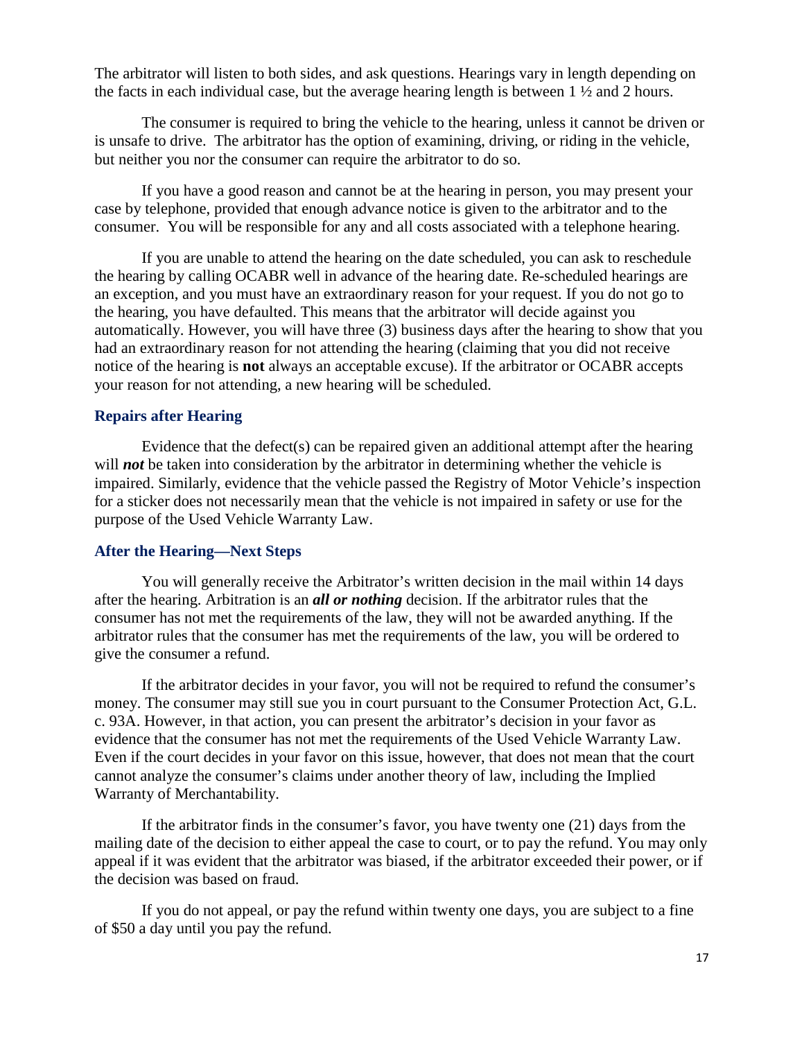The arbitrator will listen to both sides, and ask questions. Hearings vary in length depending on the facts in each individual case, but the average hearing length is between 1 ½ and 2 hours.

The consumer is required to bring the vehicle to the hearing, unless it cannot be driven or is unsafe to drive. The arbitrator has the option of examining, driving, or riding in the vehicle, but neither you nor the consumer can require the arbitrator to do so.

If you have a good reason and cannot be at the hearing in person, you may present your case by telephone, provided that enough advance notice is given to the arbitrator and to the consumer. You will be responsible for any and all costs associated with a telephone hearing.

If you are unable to attend the hearing on the date scheduled, you can ask to reschedule the hearing by calling OCABR well in advance of the hearing date. Re-scheduled hearings are an exception, and you must have an extraordinary reason for your request. If you do not go to the hearing, you have defaulted. This means that the arbitrator will decide against you automatically. However, you will have three (3) business days after the hearing to show that you had an extraordinary reason for not attending the hearing (claiming that you did not receive notice of the hearing is **not** always an acceptable excuse). If the arbitrator or OCABR accepts your reason for not attending, a new hearing will be scheduled.

### Repairs after Hearing

Evidence that the defect(s) can be repaired given an additional attempt after the hearing will ***not*** be taken into consideration by the arbitrator in determining whether the vehicle is impaired. Similarly, evidence that the vehicle passed the Registry of Motor Vehicle's inspection for a sticker does not necessarily mean that the vehicle is not impaired in safety or use for the purpose of the Used Vehicle Warranty Law.

### After the Hearing—Next Steps

You will generally receive the Arbitrator's written decision in the mail within 14 days after the hearing. Arbitration is an ***all or nothing*** decision. If the arbitrator rules that the consumer has not met the requirements of the law, they will not be awarded anything. If the arbitrator rules that the consumer has met the requirements of the law, you will be ordered to give the consumer a refund.

If the arbitrator decides in your favor, you will not be required to refund the consumer's money. The consumer may still sue you in court pursuant to the Consumer Protection Act, G.L. c. 93A. However, in that action, you can present the arbitrator's decision in your favor as evidence that the consumer has not met the requirements of the Used Vehicle Warranty Law. Even if the court decides in your favor on this issue, however, that does not mean that the court cannot analyze the consumer's claims under another theory of law, including the Implied Warranty of Merchantability.

If the arbitrator finds in the consumer's favor, you have twenty one (21) days from the mailing date of the decision to either appeal the case to court, or to pay the refund. You may only appeal if it was evident that the arbitrator was biased, if the arbitrator exceeded their power, or if the decision was based on fraud.

If you do not appeal, or pay the refund within twenty one days, you are subject to a fine of $50 a day until you pay the refund.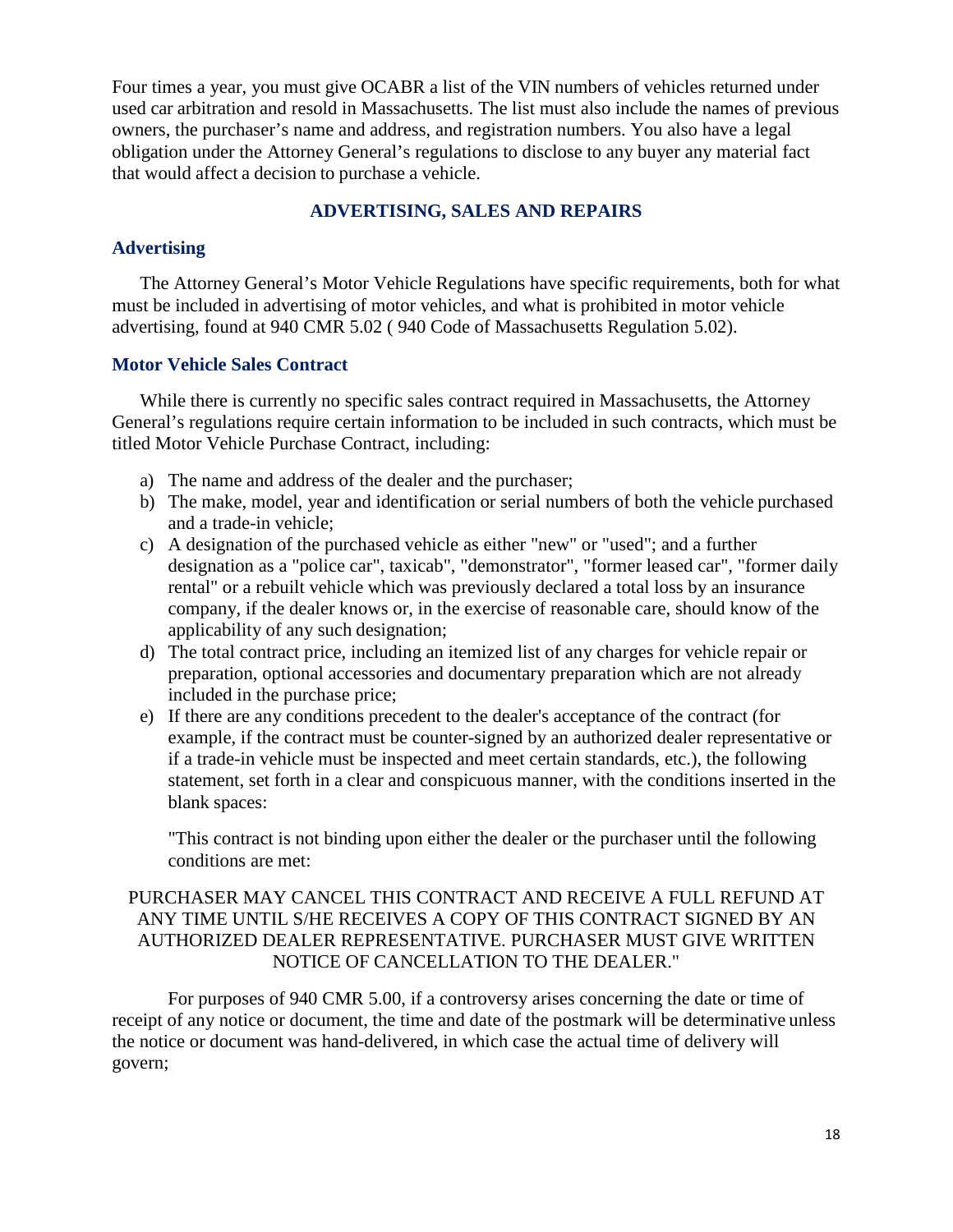Four times a year, you must give OCABR a list of the VIN numbers of vehicles returned under used car arbitration and resold in Massachusetts. The list must also include the names of previous owners, the purchaser's name and address, and registration numbers. You also have a legal obligation under the Attorney General's regulations to disclose to any buyer any material fact that would affect a decision to purchase a vehicle.

## ADVERTISING, SALES AND REPAIRS

### Advertising

The Attorney General's Motor Vehicle Regulations have specific requirements, both for what must be included in advertising of motor vehicles, and what is prohibited in motor vehicle advertising, found at 940 CMR 5.02 ( 940 Code of Massachusetts Regulation 5.02).

### Motor Vehicle Sales Contract

While there is currently no specific sales contract required in Massachusetts, the Attorney General's regulations require certain information to be included in such contracts, which must be titled Motor Vehicle Purchase Contract, including:

a) The name and address of the dealer and the purchaser;
b) The make, model, year and identification or serial numbers of both the vehicle purchased and a trade-in vehicle;
c) A designation of the purchased vehicle as either "new" or "used"; and a further designation as a "police car", taxicab", "demonstrator", "former leased car", "former daily rental" or a rebuilt vehicle which was previously declared a total loss by an insurance company, if the dealer knows or, in the exercise of reasonable care, should know of the applicability of any such designation;
d) The total contract price, including an itemized list of any charges for vehicle repair or preparation, optional accessories and documentary preparation which are not already included in the purchase price;
e) If there are any conditions precedent to the dealer's acceptance of the contract (for example, if the contract must be counter-signed by an authorized dealer representative or if a trade-in vehicle must be inspected and meet certain standards, etc.), the following statement, set forth in a clear and conspicuous manner, with the conditions inserted in the blank spaces:

   "This contract is not binding upon either the dealer or the purchaser until the following conditions are met:

PURCHASER MAY CANCEL THIS CONTRACT AND RECEIVE A FULL REFUND AT ANY TIME UNTIL S/HE RECEIVES A COPY OF THIS CONTRACT SIGNED BY AN AUTHORIZED DEALER REPRESENTATIVE. PURCHASER MUST GIVE WRITTEN NOTICE OF CANCELLATION TO THE DEALER."

For purposes of 940 CMR 5.00, if a controversy arises concerning the date or time of receipt of any notice or document, the time and date of the postmark will be determinative unless the notice or document was hand-delivered, in which case the actual time of delivery will govern;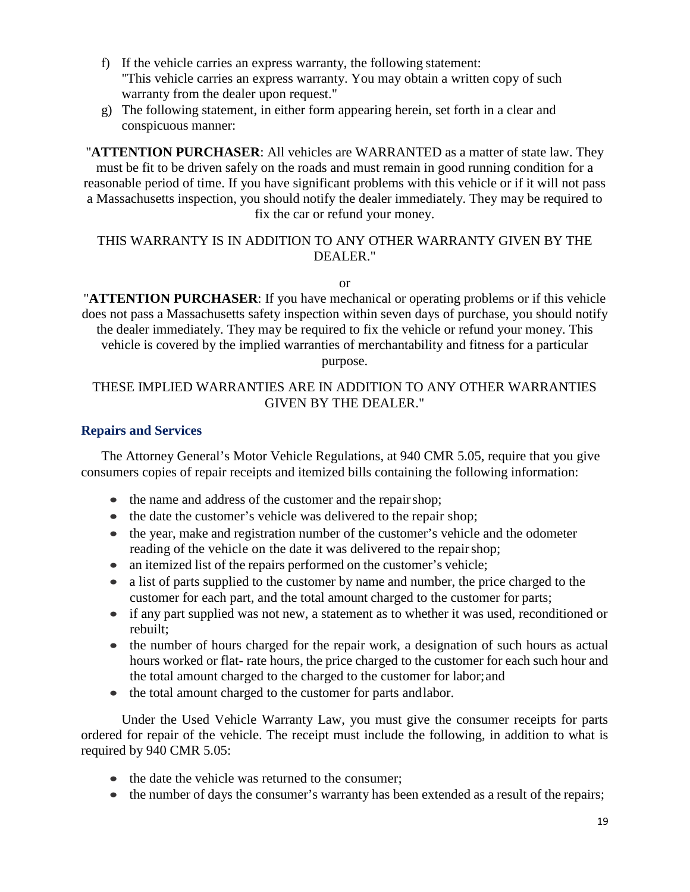f) If the vehicle carries an express warranty, the following statement: "This vehicle carries an express warranty. You may obtain a written copy of such warranty from the dealer upon request."

g) The following statement, in either form appearing herein, set forth in a clear and conspicuous manner:

"**ATTENTION PURCHASER**: All vehicles are WARRANTED as a matter of state law. They must be fit to be driven safely on the roads and must remain in good running condition for a reasonable period of time. If you have significant problems with this vehicle or if it will not pass a Massachusetts inspection, you should notify the dealer immediately. They may be required to fix the car or refund your money.

THIS WARRANTY IS IN ADDITION TO ANY OTHER WARRANTY GIVEN BY THE DEALER."

or

"**ATTENTION PURCHASER**: If you have mechanical or operating problems or if this vehicle does not pass a Massachusetts safety inspection within seven days of purchase, you should notify the dealer immediately. They may be required to fix the vehicle or refund your money. This vehicle is covered by the implied warranties of merchantability and fitness for a particular purpose.

THESE IMPLIED WARRANTIES ARE IN ADDITION TO ANY OTHER WARRANTIES GIVEN BY THE DEALER."

### Repairs and Services

The Attorney General's Motor Vehicle Regulations, at 940 CMR 5.05, require that you give consumers copies of repair receipts and itemized bills containing the following information:

- the name and address of the customer and the repair shop;
- the date the customer's vehicle was delivered to the repair shop;
- the year, make and registration number of the customer's vehicle and the odometer reading of the vehicle on the date it was delivered to the repair shop;
- an itemized list of the repairs performed on the customer's vehicle;
- a list of parts supplied to the customer by name and number, the price charged to the customer for each part, and the total amount charged to the customer for parts;
- if any part supplied was not new, a statement as to whether it was used, reconditioned or rebuilt;
- the number of hours charged for the repair work, a designation of such hours as actual hours worked or flat- rate hours, the price charged to the customer for each such hour and the total amount charged to the charged to the customer for labor; and
- the total amount charged to the customer for parts and labor.

Under the Used Vehicle Warranty Law, you must give the consumer receipts for parts ordered for repair of the vehicle. The receipt must include the following, in addition to what is required by 940 CMR 5.05:

- the date the vehicle was returned to the consumer;
- the number of days the consumer's warranty has been extended as a result of the repairs;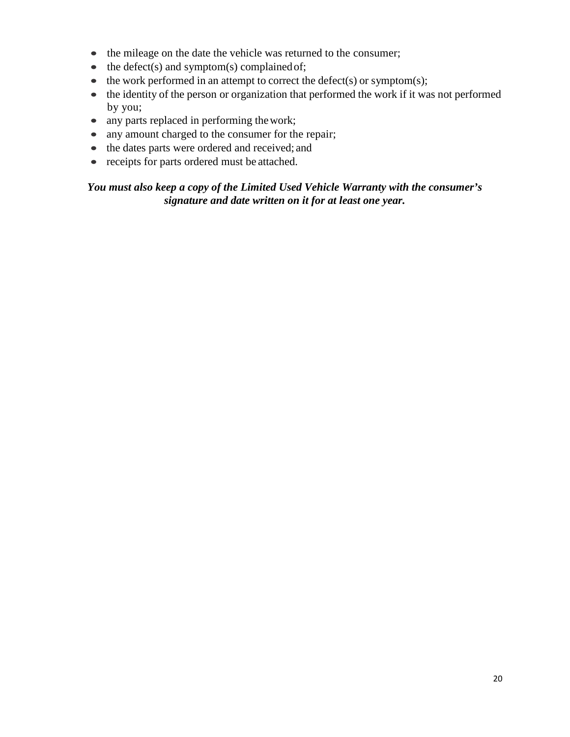- the mileage on the date the vehicle was returned to the consumer;
- the defect(s) and symptom(s) complained of;
- the work performed in an attempt to correct the defect(s) or symptom(s);
- the identity of the person or organization that performed the work if it was not performed by you;
- any parts replaced in performing the work;
- any amount charged to the consumer for the repair;
- the dates parts were ordered and received; and
- receipts for parts ordered must be attached.

***You must also keep a copy of the Limited Used Vehicle Warranty with the consumer's signature and date written on it for at least one year.***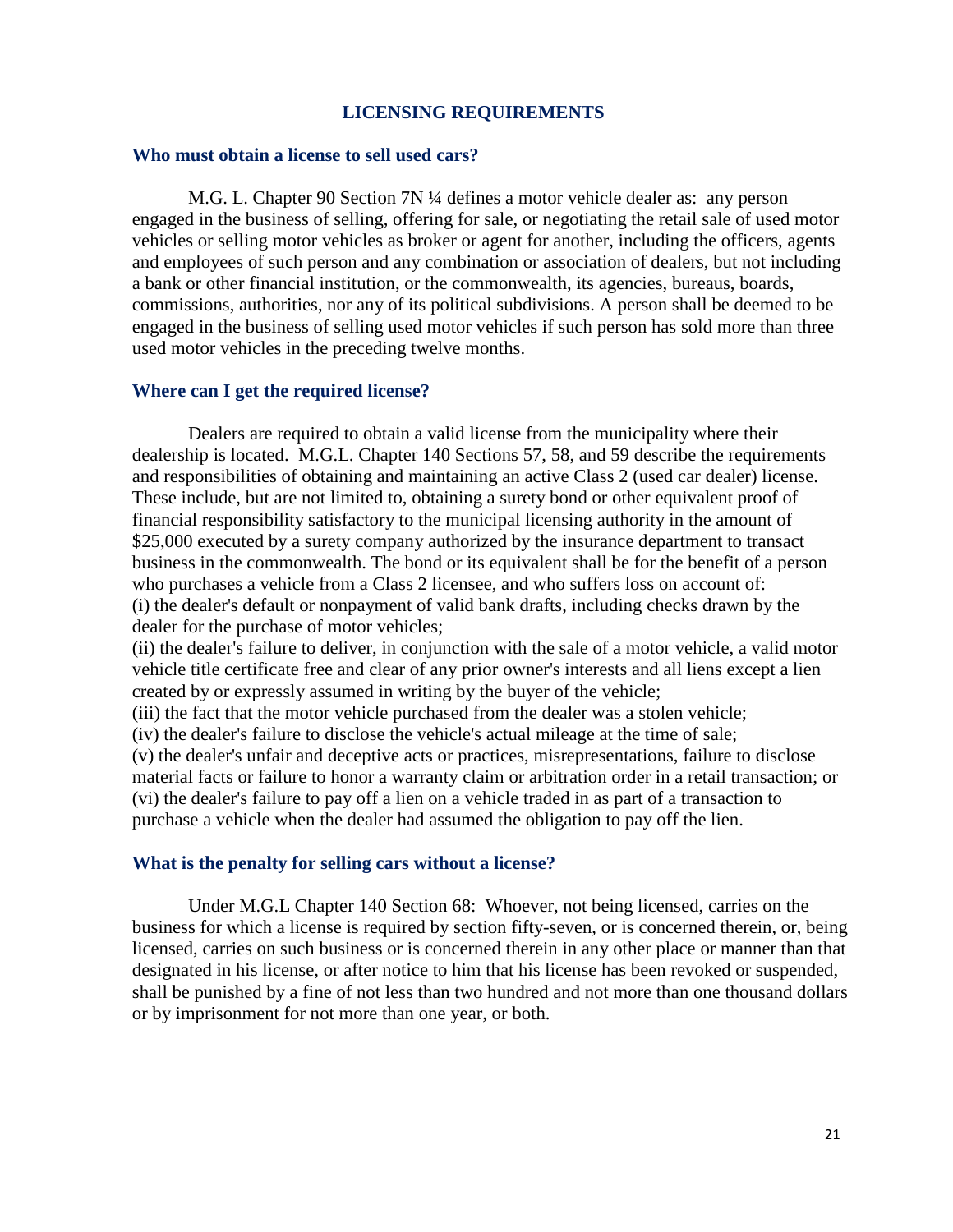## LICENSING REQUIREMENTS

### Who must obtain a license to sell used cars?

M.G. L. Chapter 90 Section 7N ¼ defines a motor vehicle dealer as: any person engaged in the business of selling, offering for sale, or negotiating the retail sale of used motor vehicles or selling motor vehicles as broker or agent for another, including the officers, agents and employees of such person and any combination or association of dealers, but not including a bank or other financial institution, or the commonwealth, its agencies, bureaus, boards, commissions, authorities, nor any of its political subdivisions. A person shall be deemed to be engaged in the business of selling used motor vehicles if such person has sold more than three used motor vehicles in the preceding twelve months.

### Where can I get the required license?

Dealers are required to obtain a valid license from the municipality where their dealership is located. M.G.L. Chapter 140 Sections 57, 58, and 59 describe the requirements and responsibilities of obtaining and maintaining an active Class 2 (used car dealer) license. These include, but are not limited to, obtaining a surety bond or other equivalent proof of financial responsibility satisfactory to the municipal licensing authority in the amount of $25,000 executed by a surety company authorized by the insurance department to transact business in the commonwealth. The bond or its equivalent shall be for the benefit of a person who purchases a vehicle from a Class 2 licensee, and who suffers loss on account of:
(i) the dealer's default or nonpayment of valid bank drafts, including checks drawn by the dealer for the purchase of motor vehicles;
(ii) the dealer's failure to deliver, in conjunction with the sale of a motor vehicle, a valid motor vehicle title certificate free and clear of any prior owner's interests and all liens except a lien created by or expressly assumed in writing by the buyer of the vehicle;
(iii) the fact that the motor vehicle purchased from the dealer was a stolen vehicle;
(iv) the dealer's failure to disclose the vehicle's actual mileage at the time of sale;
(v) the dealer's unfair and deceptive acts or practices, misrepresentations, failure to disclose material facts or failure to honor a warranty claim or arbitration order in a retail transaction; or
(vi) the dealer's failure to pay off a lien on a vehicle traded in as part of a transaction to purchase a vehicle when the dealer had assumed the obligation to pay off the lien.

### What is the penalty for selling cars without a license?

Under M.G.L Chapter 140 Section 68: Whoever, not being licensed, carries on the business for which a license is required by section fifty-seven, or is concerned therein, or, being licensed, carries on such business or is concerned therein in any other place or manner than that designated in his license, or after notice to him that his license has been revoked or suspended, shall be punished by a fine of not less than two hundred and not more than one thousand dollars or by imprisonment for not more than one year, or both.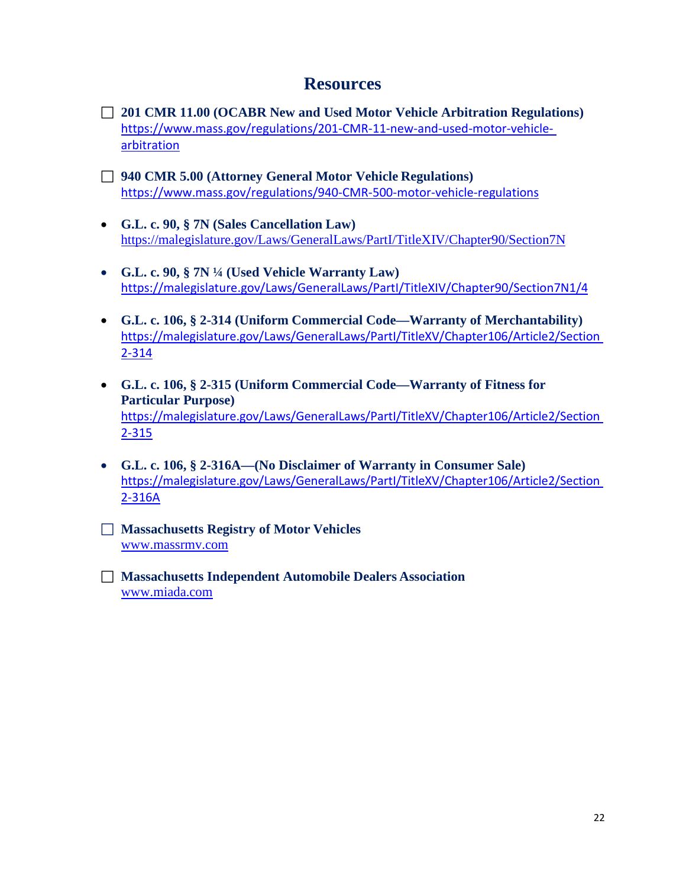# Resources

- ☐ **201 CMR 11.00 (OCABR New and Used Motor Vehicle Arbitration Regulations)**
  https://www.mass.gov/regulations/201-CMR-11-new-and-used-motor-vehicle-arbitration

- ☐ **940 CMR 5.00 (Attorney General Motor Vehicle Regulations)**
  https://www.mass.gov/regulations/940-CMR-500-motor-vehicle-regulations

- **G.L. c. 90, § 7N (Sales Cancellation Law)**
  https://malegislature.gov/Laws/GeneralLaws/PartI/TitleXIV/Chapter90/Section7N

- **G.L. c. 90, § 7N ¼ (Used Vehicle Warranty Law)**
  https://malegislature.gov/Laws/GeneralLaws/PartI/TitleXIV/Chapter90/Section7N1/4

- **G.L. c. 106, § 2-314 (Uniform Commercial Code—Warranty of Merchantability)**
  https://malegislature.gov/Laws/GeneralLaws/PartI/TitleXV/Chapter106/Article2/Section2-314

- **G.L. c. 106, § 2-315 (Uniform Commercial Code—Warranty of Fitness for Particular Purpose)**
  https://malegislature.gov/Laws/GeneralLaws/PartI/TitleXV/Chapter106/Article2/Section2-315

- **G.L. c. 106, § 2-316A—(No Disclaimer of Warranty in Consumer Sale)**
  https://malegislature.gov/Laws/GeneralLaws/PartI/TitleXV/Chapter106/Article2/Section2-316A

- ☐ **Massachusetts Registry of Motor Vehicles**
  www.massrmv.com

- ☐ **Massachusetts Independent Automobile Dealers Association**
  www.miada.com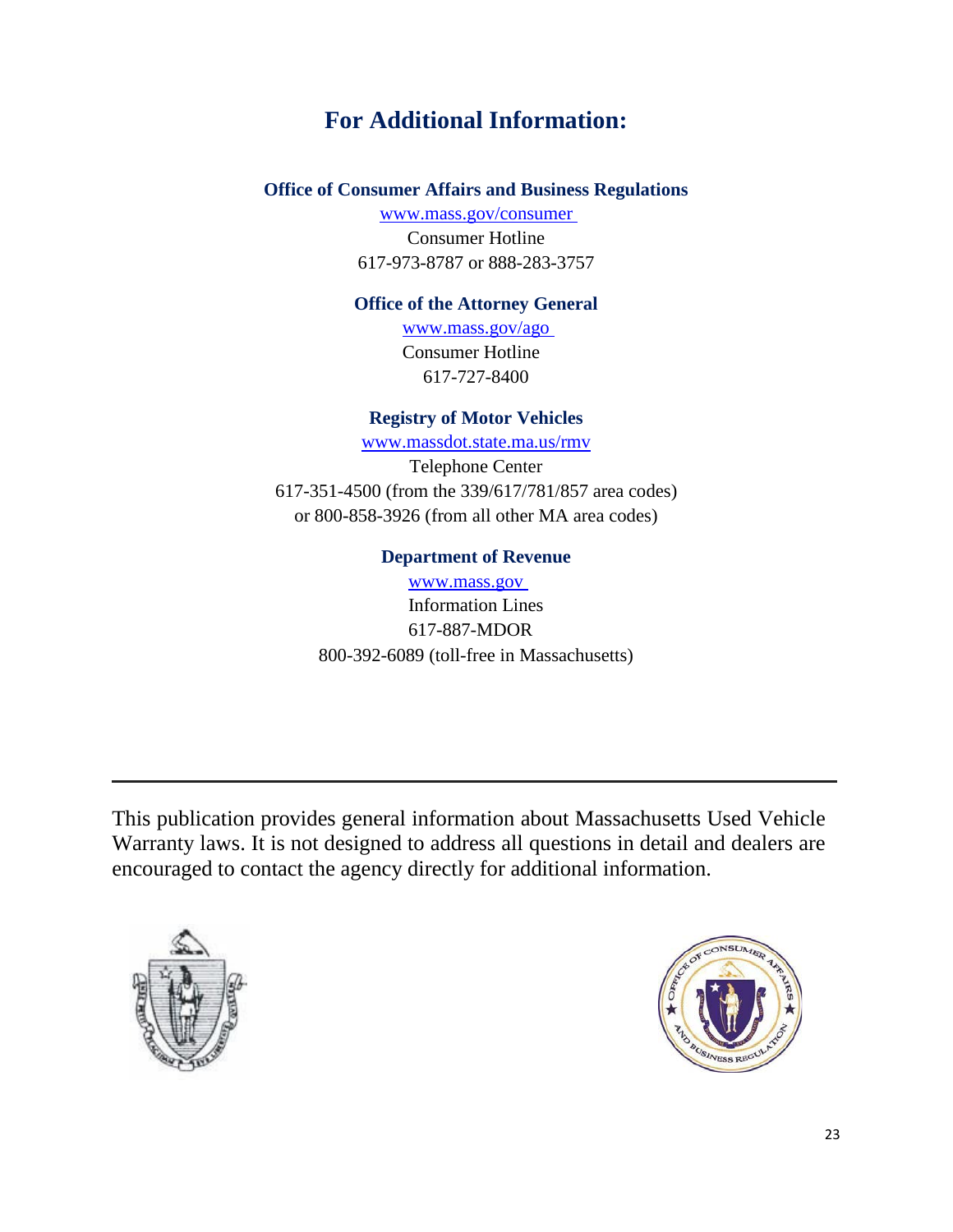# For Additional Information:

**Office of Consumer Affairs and Business Regulations**

www.mass.gov/consumer

Consumer Hotline

617-973-8787 or 888-283-3757

**Office of the Attorney General**

www.mass.gov/ago

Consumer Hotline

617-727-8400

**Registry of Motor Vehicles**

www.massdot.state.ma.us/rmv

Telephone Center

617-351-4500 (from the 339/617/781/857 area codes)

or 800-858-3926 (from all other MA area codes)

**Department of Revenue**

www.mass.gov

Information Lines

617-887-MDOR

800-392-6089 (toll-free in Massachusetts)

---

This publication provides general information about Massachusetts Used Vehicle Warranty laws. It is not designed to address all questions in detail and dealers are encouraged to contact the agency directly for additional information.